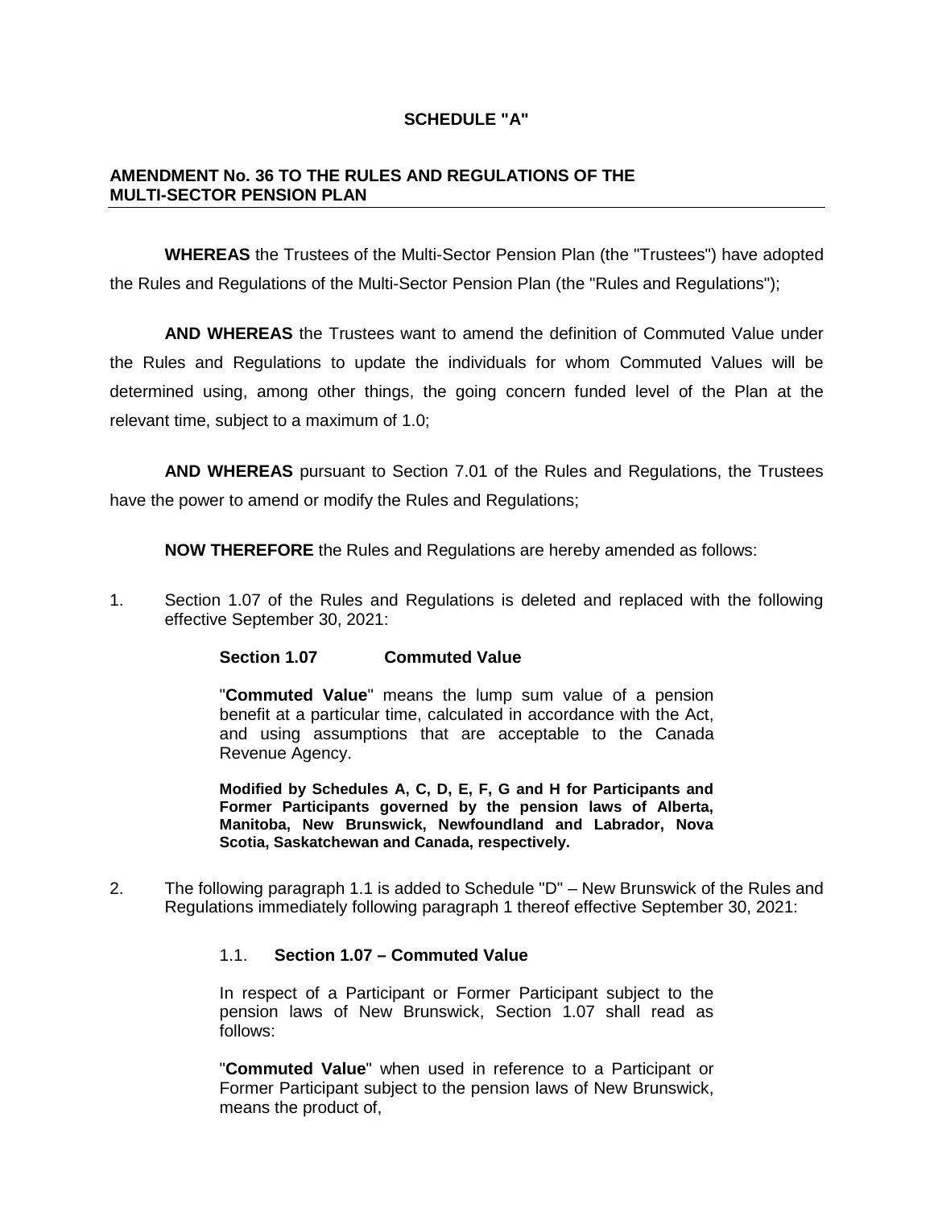**SCHEDULE "A"**

## AMENDMENT No. 36 TO THE RULES AND REGULATIONS OF THE MULTI-SECTOR PENSION PLAN

**WHEREAS** the Trustees of the Multi-Sector Pension Plan (the "Trustees") have adopted the Rules and Regulations of the Multi-Sector Pension Plan (the "Rules and Regulations");

**AND WHEREAS** the Trustees want to amend the definition of Commuted Value under the Rules and Regulations to update the individuals for whom Commuted Values will be determined using, among other things, the going concern funded level of the Plan at the relevant time, subject to a maximum of 1.0;

**AND WHEREAS** pursuant to Section 7.01 of the Rules and Regulations, the Trustees have the power to amend or modify the Rules and Regulations;

**NOW THEREFORE** the Rules and Regulations are hereby amended as follows:

1. Section 1.07 of the Rules and Regulations is deleted and replaced with the following effective September 30, 2021:

   **Section 1.07 Commuted Value**

   "**Commuted Value**" means the lump sum value of a pension benefit at a particular time, calculated in accordance with the Act, and using assumptions that are acceptable to the Canada Revenue Agency.

   **Modified by Schedules A, C, D, E, F, G and H for Participants and Former Participants governed by the pension laws of Alberta, Manitoba, New Brunswick, Newfoundland and Labrador, Nova Scotia, Saskatchewan and Canada, respectively.**

2. The following paragraph 1.1 is added to Schedule "D" – New Brunswick of the Rules and Regulations immediately following paragraph 1 thereof effective September 30, 2021:

   1.1. **Section 1.07 – Commuted Value**

   In respect of a Participant or Former Participant subject to the pension laws of New Brunswick, Section 1.07 shall read as follows:

   "**Commuted Value**" when used in reference to a Participant or Former Participant subject to the pension laws of New Brunswick, means the product of,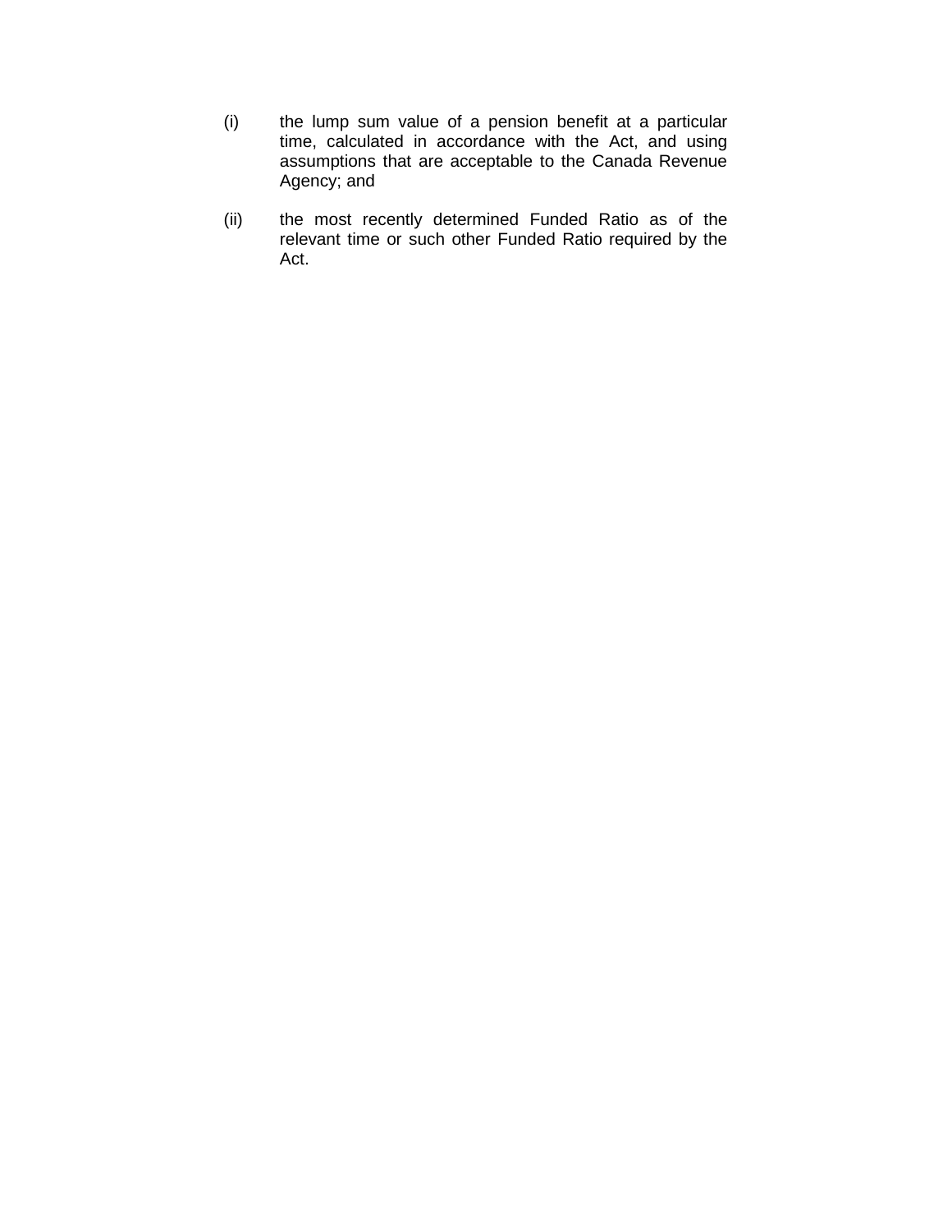(i) the lump sum value of a pension benefit at a particular time, calculated in accordance with the Act, and using assumptions that are acceptable to the Canada Revenue Agency; and

(ii) the most recently determined Funded Ratio as of the relevant time or such other Funded Ratio required by the Act.